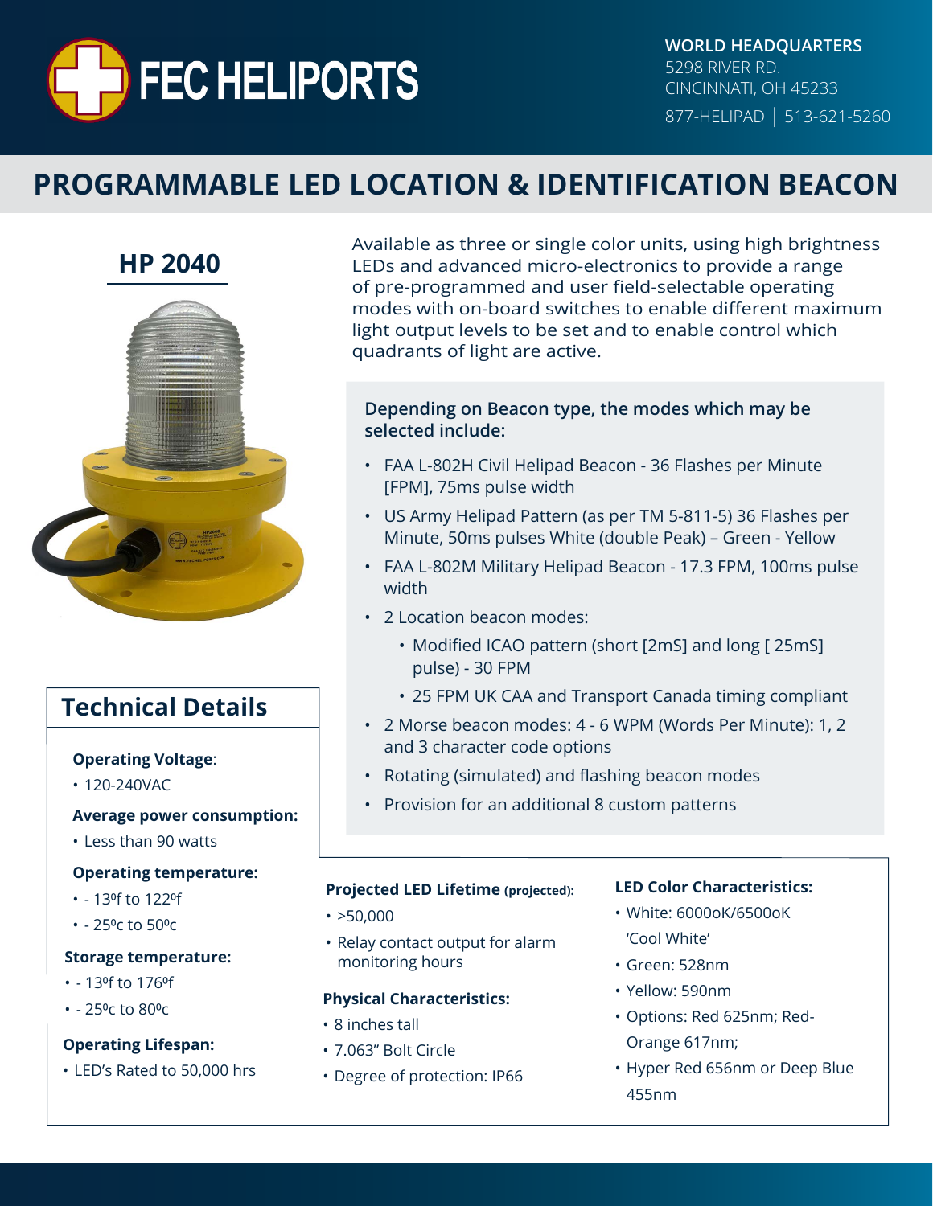FEC HELIPORTS

**WORLD HEADQUARTERS**
5298 RIVER RD.
CINCINNATI, OH 45233
877-HELIPAD | 513-621-5260

# PROGRAMMABLE LED LOCATION & IDENTIFICATION BEACON

## HP 2040

Available as three or single color units, using high brightness LEDs and advanced micro-electronics to provide a range of pre-programmed and user field-selectable operating modes with on-board switches to enable different maximum light output levels to be set and to enable control which quadrants of light are active.

**Depending on Beacon type, the modes which may be selected include:**

- FAA L-802H Civil Helipad Beacon - 36 Flashes per Minute [FPM], 75ms pulse width
- US Army Helipad Pattern (as per TM 5-811-5) 36 Flashes per Minute, 50ms pulses White (double Peak) – Green - Yellow
- FAA L-802M Military Helipad Beacon - 17.3 FPM, 100ms pulse width
- 2 Location beacon modes:
  - Modified ICAO pattern (short [2mS] and long [ 25mS] pulse) - 30 FPM
  - 25 FPM UK CAA and Transport Canada timing compliant
- 2 Morse beacon modes: 4 - 6 WPM (Words Per Minute): 1, 2 and 3 character code options
- Rotating (simulated) and flashing beacon modes
- Provision for an additional 8 custom patterns

## Technical Details

**Operating Voltage**:
- 120-240VAC

**Average power consumption:**
- Less than 90 watts

**Operating temperature:**
- - 13ºf to 122ºf
- - 25ºc to 50ºc

**Storage temperature:**
- - 13ºf to 176ºf
- - 25ºc to 80ºc

**Operating Lifespan:**
- LED's Rated to 50,000 hrs

**Projected LED Lifetime (projected):**
- >50,000
- Relay contact output for alarm monitoring hours

**Physical Characteristics:**
- 8 inches tall
- 7.063" Bolt Circle
- Degree of protection: IP66

**LED Color Characteristics:**
- White: 6000oK/6500oK 'Cool White'
- Green: 528nm
- Yellow: 590nm
- Options: Red 625nm; Red-Orange 617nm;
- Hyper Red 656nm or Deep Blue 455nm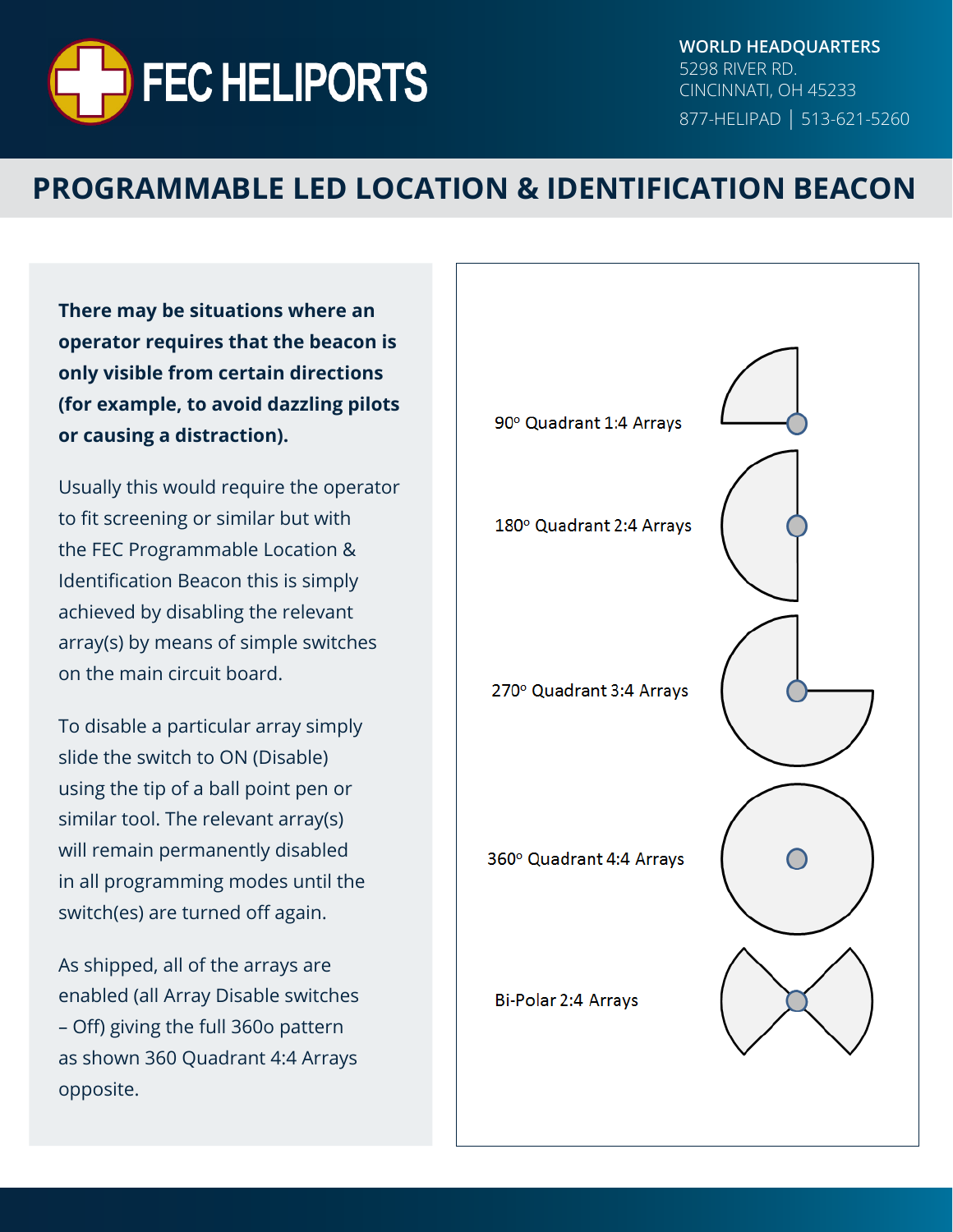# PROGRAMMABLE LED LOCATION & IDENTIFICATION BEACON

**There may be situations where an operator requires that the beacon is only visible from certain directions (for example, to avoid dazzling pilots or causing a distraction).**

Usually this would require the operator to fit screening or similar but with the FEC Programmable Location & Identification Beacon this is simply achieved by disabling the relevant array(s) by means of simple switches on the main circuit board.

To disable a particular array simply slide the switch to ON (Disable) using the tip of a ball point pen or similar tool. The relevant array(s) will remain permanently disabled in all programming modes until the switch(es) are turned off again.

As shipped, all of the arrays are enabled (all Array Disable switches – Off) giving the full 360o pattern as shown 360 Quadrant 4:4 Arrays opposite.

90° Quadrant 1:4 Arrays

180° Quadrant 2:4 Arrays

270° Quadrant 3:4 Arrays

360° Quadrant 4:4 Arrays

Bi-Polar 2:4 Arrays